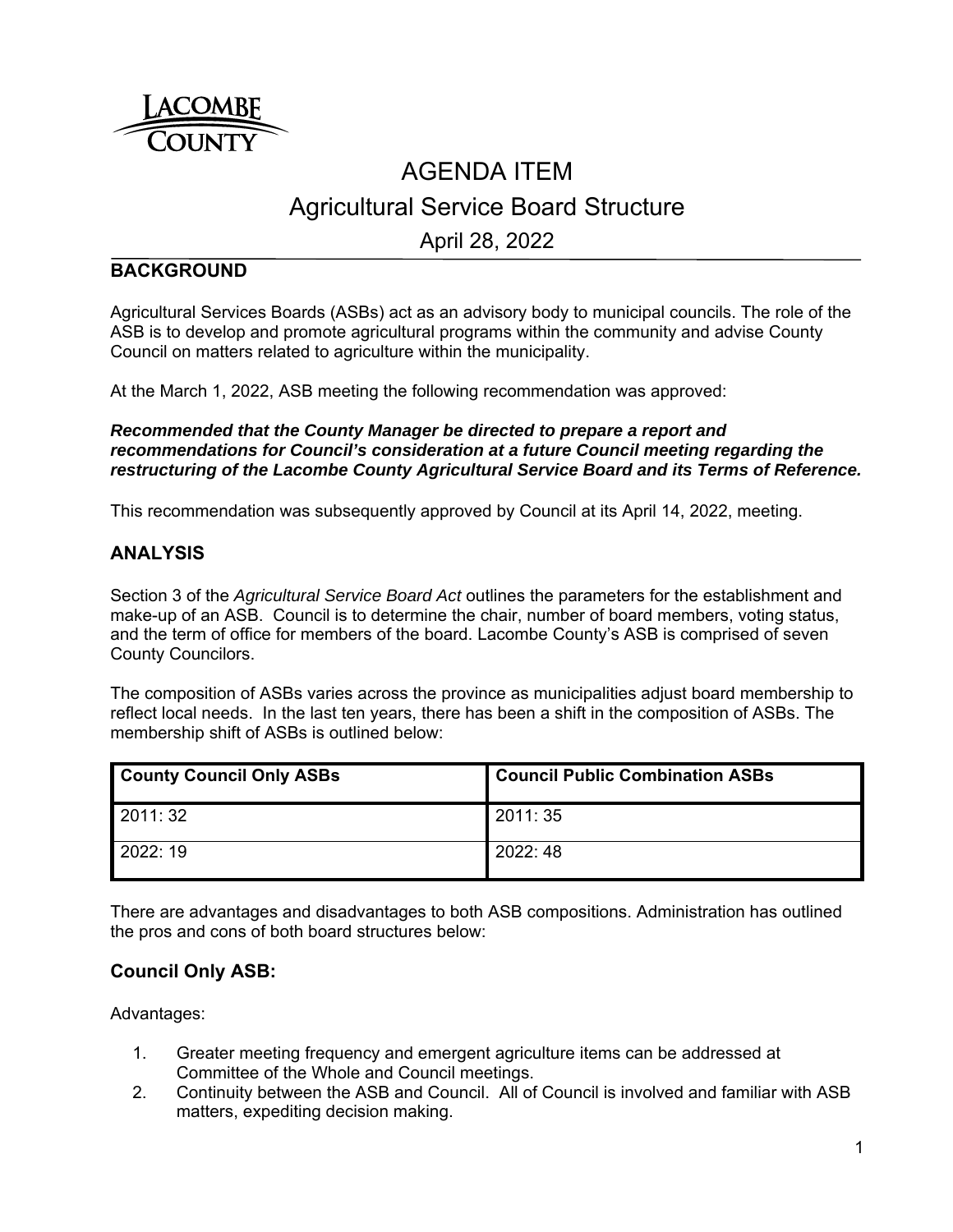# AGENDA ITEM

## Agricultural Service Board Structure

April 28, 2022

### BACKGROUND

Agricultural Services Boards (ASBs) act as an advisory body to municipal councils. The role of the ASB is to develop and promote agricultural programs within the community and advise County Council on matters related to agriculture within the municipality.

At the March 1, 2022, ASB meeting the following recommendation was approved:

***Recommended that the County Manager be directed to prepare a report and recommendations for Council's consideration at a future Council meeting regarding the restructuring of the Lacombe County Agricultural Service Board and its Terms of Reference.***

This recommendation was subsequently approved by Council at its April 14, 2022, meeting.

### ANALYSIS

Section 3 of the *Agricultural Service Board Act* outlines the parameters for the establishment and make-up of an ASB. Council is to determine the chair, number of board members, voting status, and the term of office for members of the board. Lacombe County's ASB is comprised of seven County Councilors.

The composition of ASBs varies across the province as municipalities adjust board membership to reflect local needs. In the last ten years, there has been a shift in the composition of ASBs. The membership shift of ASBs is outlined below:

| County Council Only ASBs | Council Public Combination ASBs |
|---|---|
| 2011: 32 | 2011: 35 |
| 2022: 19 | 2022: 48 |

There are advantages and disadvantages to both ASB compositions. Administration has outlined the pros and cons of both board structures below:

### Council Only ASB:

Advantages:

1. Greater meeting frequency and emergent agriculture items can be addressed at Committee of the Whole and Council meetings.
2. Continuity between the ASB and Council. All of Council is involved and familiar with ASB matters, expediting decision making.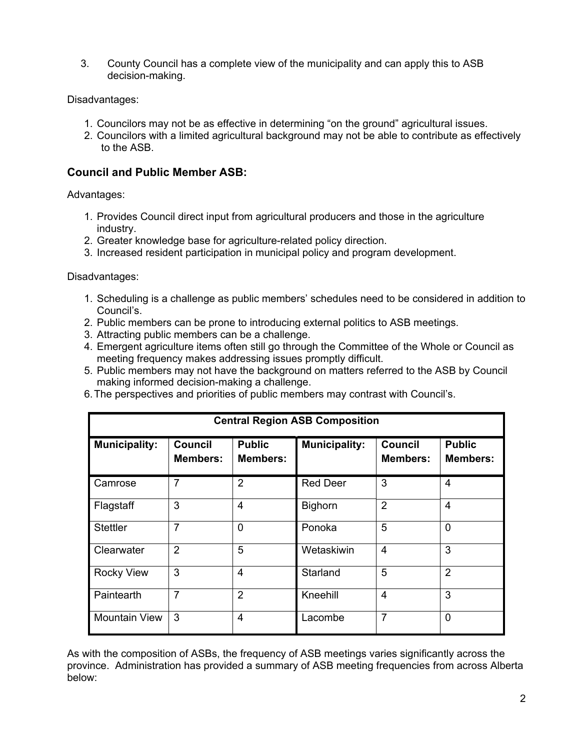3. County Council has a complete view of the municipality and can apply this to ASB decision-making.

Disadvantages:

1. Councilors may not be as effective in determining "on the ground" agricultural issues.
2. Councilors with a limited agricultural background may not be able to contribute as effectively to the ASB.

## Council and Public Member ASB:

Advantages:

1. Provides Council direct input from agricultural producers and those in the agriculture industry.
2. Greater knowledge base for agriculture-related policy direction.
3. Increased resident participation in municipal policy and program development.

Disadvantages:

1. Scheduling is a challenge as public members' schedules need to be considered in addition to Council's.
2. Public members can be prone to introducing external politics to ASB meetings.
3. Attracting public members can be a challenge.
4. Emergent agriculture items often still go through the Committee of the Whole or Council as meeting frequency makes addressing issues promptly difficult.
5. Public members may not have the background on matters referred to the ASB by Council making informed decision-making a challenge.
6. The perspectives and priorities of public members may contrast with Council's.

| Central Region ASB Composition | | | | | |
|---|---|---|---|---|---|
| **Municipality:** | **Council Members:** | **Public Members:** | **Municipality:** | **Council Members:** | **Public Members:** |
| Camrose | 7 | 2 | Red Deer | 3 | 4 |
| Flagstaff | 3 | 4 | Bighorn | 2 | 4 |
| Stettler | 7 | 0 | Ponoka | 5 | 0 |
| Clearwater | 2 | 5 | Wetaskiwin | 4 | 3 |
| Rocky View | 3 | 4 | Starland | 5 | 2 |
| Paintearth | 7 | 2 | Kneehill | 4 | 3 |
| Mountain View | 3 | 4 | Lacombe | 7 | 0 |

As with the composition of ASBs, the frequency of ASB meetings varies significantly across the province. Administration has provided a summary of ASB meeting frequencies from across Alberta below: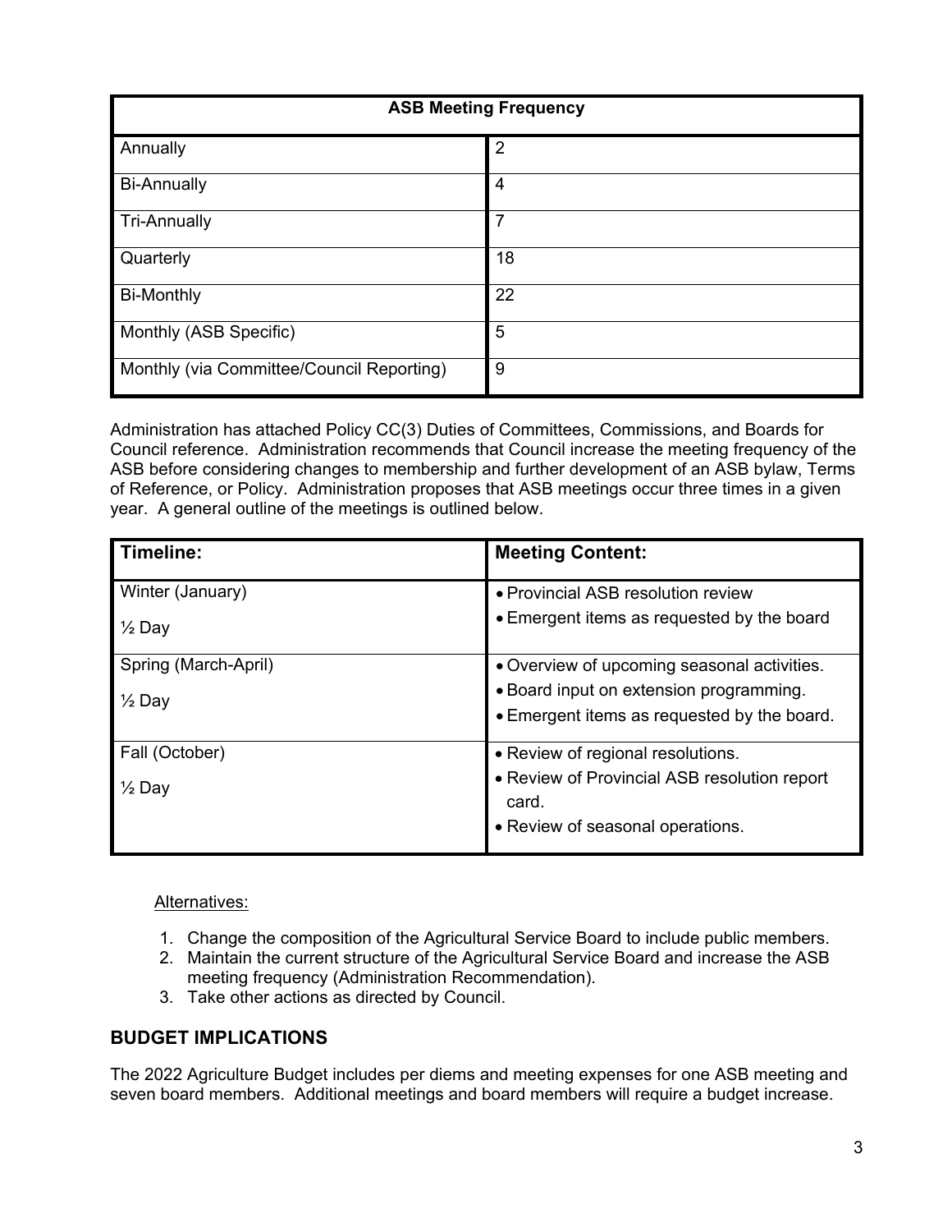| ASB Meeting Frequency | |
|---|---|
| Annually | 2 |
| Bi-Annually | 4 |
| Tri-Annually | 7 |
| Quarterly | 18 |
| Bi-Monthly | 22 |
| Monthly (ASB Specific) | 5 |
| Monthly (via Committee/Council Reporting) | 9 |

Administration has attached Policy CC(3) Duties of Committees, Commissions, and Boards for Council reference. Administration recommends that Council increase the meeting frequency of the ASB before considering changes to membership and further development of an ASB bylaw, Terms of Reference, or Policy. Administration proposes that ASB meetings occur three times in a given year. A general outline of the meetings is outlined below.

| Timeline: | Meeting Content: |
|---|---|
| Winter (January)<br>½ Day | • Provincial ASB resolution review<br>• Emergent items as requested by the board |
| Spring (March-April)<br>½ Day | • Overview of upcoming seasonal activities.<br>• Board input on extension programming.<br>• Emergent items as requested by the board. |
| Fall (October)<br>½ Day | • Review of regional resolutions.<br>• Review of Provincial ASB resolution report card.<br>• Review of seasonal operations. |

Alternatives:

1. Change the composition of the Agricultural Service Board to include public members.
2. Maintain the current structure of the Agricultural Service Board and increase the ASB meeting frequency (Administration Recommendation).
3. Take other actions as directed by Council.

## BUDGET IMPLICATIONS

The 2022 Agriculture Budget includes per diems and meeting expenses for one ASB meeting and seven board members. Additional meetings and board members will require a budget increase.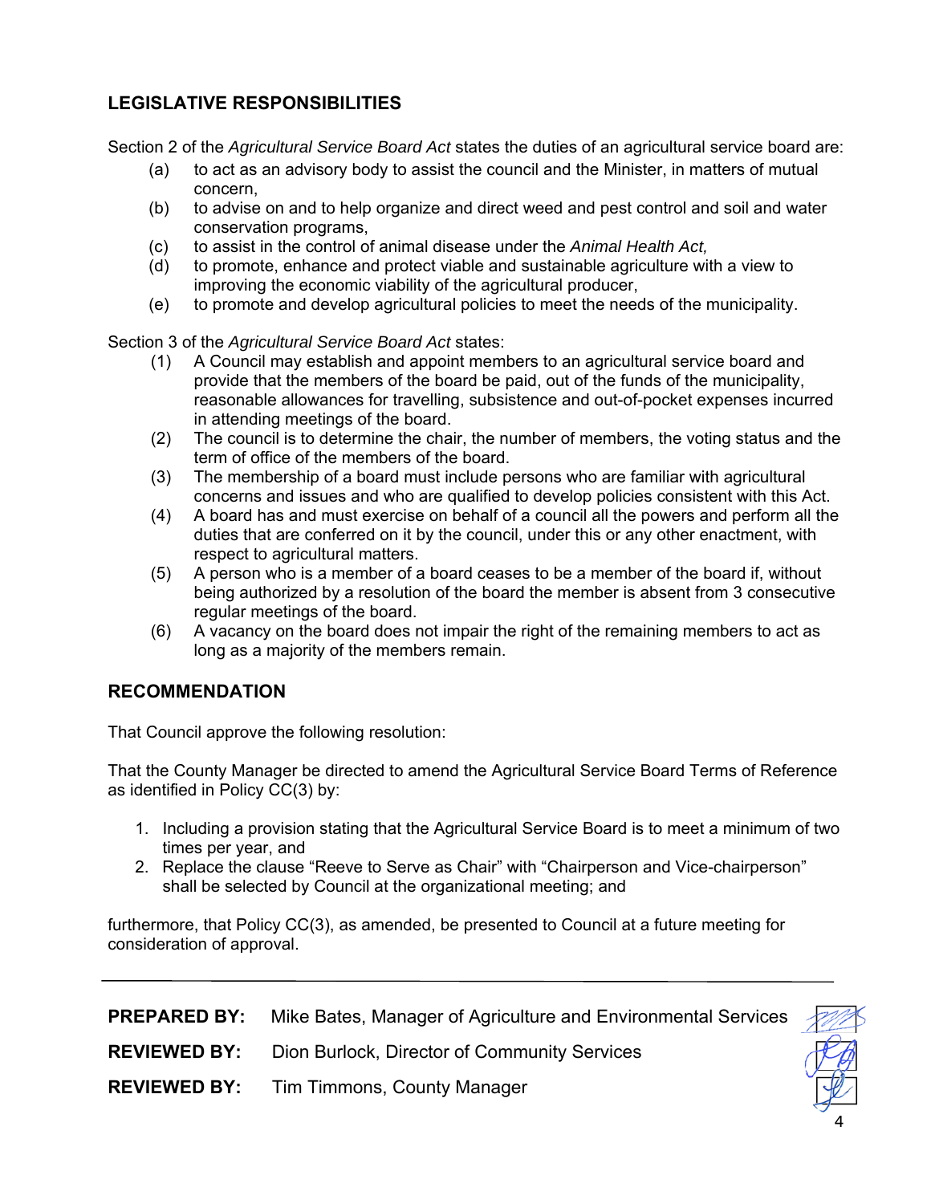## LEGISLATIVE RESPONSIBILITIES

Section 2 of the *Agricultural Service Board Act* states the duties of an agricultural service board are:

- (a) to act as an advisory body to assist the council and the Minister, in matters of mutual concern,
- (b) to advise on and to help organize and direct weed and pest control and soil and water conservation programs,
- (c) to assist in the control of animal disease under the *Animal Health Act,*
- (d) to promote, enhance and protect viable and sustainable agriculture with a view to improving the economic viability of the agricultural producer,
- (e) to promote and develop agricultural policies to meet the needs of the municipality.

Section 3 of the *Agricultural Service Board Act* states:

- (1) A Council may establish and appoint members to an agricultural service board and provide that the members of the board be paid, out of the funds of the municipality, reasonable allowances for travelling, subsistence and out-of-pocket expenses incurred in attending meetings of the board.
- (2) The council is to determine the chair, the number of members, the voting status and the term of office of the members of the board.
- (3) The membership of a board must include persons who are familiar with agricultural concerns and issues and who are qualified to develop policies consistent with this Act.
- (4) A board has and must exercise on behalf of a council all the powers and perform all the duties that are conferred on it by the council, under this or any other enactment, with respect to agricultural matters.
- (5) A person who is a member of a board ceases to be a member of the board if, without being authorized by a resolution of the board the member is absent from 3 consecutive regular meetings of the board.
- (6) A vacancy on the board does not impair the right of the remaining members to act as long as a majority of the members remain.

## RECOMMENDATION

That Council approve the following resolution:

That the County Manager be directed to amend the Agricultural Service Board Terms of Reference as identified in Policy CC(3) by:

1. Including a provision stating that the Agricultural Service Board is to meet a minimum of two times per year, and
2. Replace the clause "Reeve to Serve as Chair" with "Chairperson and Vice-chairperson" shall be selected by Council at the organizational meeting; and

furthermore, that Policy CC(3), as amended, be presented to Council at a future meeting for consideration of approval.

---

**PREPARED BY:** Mike Bates, Manager of Agriculture and Environmental Services

**REVIEWED BY:** Dion Burlock, Director of Community Services

**REVIEWED BY:** Tim Timmons, County Manager